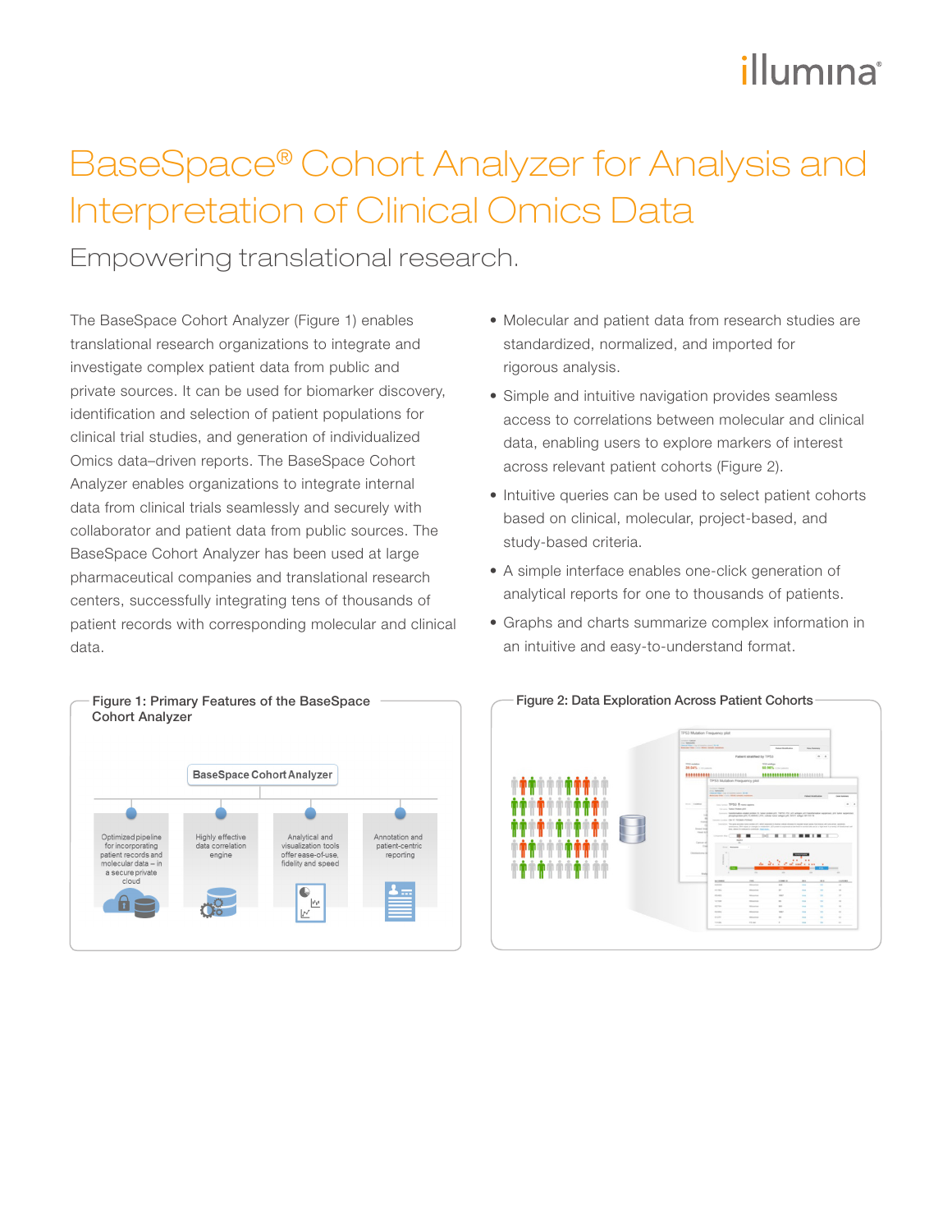# BaseSpace® Cohort Analyzer for Analysis and Interpretation of Clinical Omics Data

## Empowering translational research.

The BaseSpace Cohort Analyzer (Figure 1) enables translational research organizations to integrate and investigate complex patient data from public and private sources. It can be used for biomarker discovery, identification and selection of patient populations for clinical trial studies, and generation of individualized Omics data–driven reports. The BaseSpace Cohort Analyzer enables organizations to integrate internal data from clinical trials seamlessly and securely with collaborator and patient data from public sources. The BaseSpace Cohort Analyzer has been used at large pharmaceutical companies and translational research centers, successfully integrating tens of thousands of patient records with corresponding molecular and clinical data.

- Molecular and patient data from research studies are standardized, normalized, and imported for rigorous analysis.
- Simple and intuitive navigation provides seamless access to correlations between molecular and clinical data, enabling users to explore markers of interest across relevant patient cohorts (Figure 2).
- Intuitive queries can be used to select patient cohorts based on clinical, molecular, project-based, and study-based criteria.
- A simple interface enables one-click generation of analytical reports for one to thousands of patients.
- Graphs and charts summarize complex information in an intuitive and easy-to-understand format.

**Figure 1: Primary Features of the BaseSpace Cohort Analyzer**

BaseSpace Cohort Analyzer

- Optimized pipeline for incorporating patient records and molecular data – in a secure private cloud
- Highly effective data correlation engine
- Analytical and visualization tools offer ease-of-use, fidelity and speed
- Annotation and patient-centric reporting

**Figure 2: Data Exploration Across Patient Cohorts**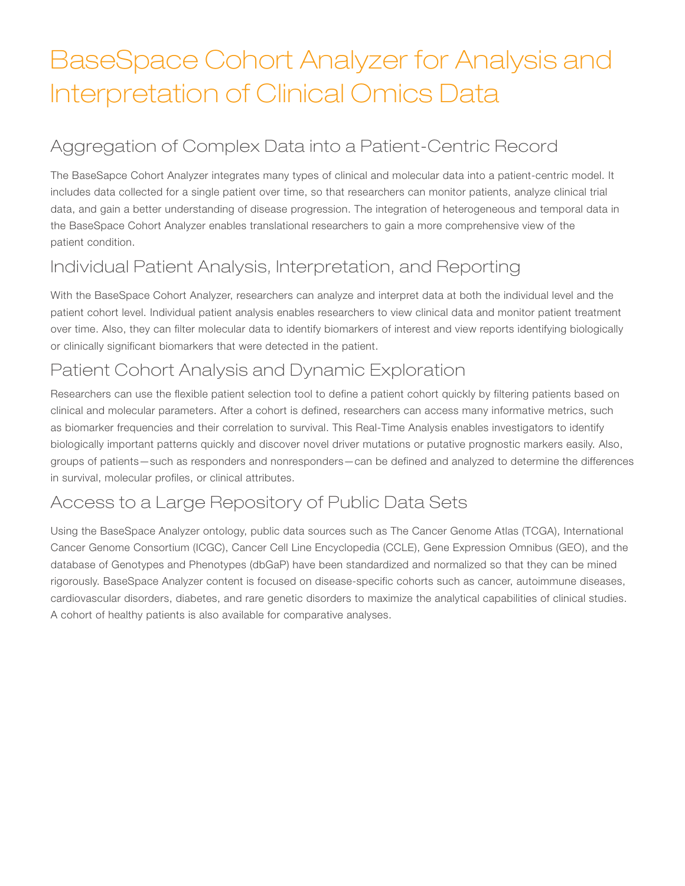# BaseSpace Cohort Analyzer for Analysis and Interpretation of Clinical Omics Data

## Aggregation of Complex Data into a Patient-Centric Record

The BaseSapce Cohort Analyzer integrates many types of clinical and molecular data into a patient-centric model. It includes data collected for a single patient over time, so that researchers can monitor patients, analyze clinical trial data, and gain a better understanding of disease progression. The integration of heterogeneous and temporal data in the BaseSpace Cohort Analyzer enables translational researchers to gain a more comprehensive view of the patient condition.

## Individual Patient Analysis, Interpretation, and Reporting

With the BaseSpace Cohort Analyzer, researchers can analyze and interpret data at both the individual level and the patient cohort level. Individual patient analysis enables researchers to view clinical data and monitor patient treatment over time. Also, they can filter molecular data to identify biomarkers of interest and view reports identifying biologically or clinically significant biomarkers that were detected in the patient.

## Patient Cohort Analysis and Dynamic Exploration

Researchers can use the flexible patient selection tool to define a patient cohort quickly by filtering patients based on clinical and molecular parameters. After a cohort is defined, researchers can access many informative metrics, such as biomarker frequencies and their correlation to survival. This Real-Time Analysis enables investigators to identify biologically important patterns quickly and discover novel driver mutations or putative prognostic markers easily. Also, groups of patients—such as responders and nonresponders—can be defined and analyzed to determine the differences in survival, molecular profiles, or clinical attributes.

## Access to a Large Repository of Public Data Sets

Using the BaseSpace Analyzer ontology, public data sources such as The Cancer Genome Atlas (TCGA), International Cancer Genome Consortium (ICGC), Cancer Cell Line Encyclopedia (CCLE), Gene Expression Omnibus (GEO), and the database of Genotypes and Phenotypes (dbGaP) have been standardized and normalized so that they can be mined rigorously. BaseSpace Analyzer content is focused on disease-specific cohorts such as cancer, autoimmune diseases, cardiovascular disorders, diabetes, and rare genetic disorders to maximize the analytical capabilities of clinical studies. A cohort of healthy patients is also available for comparative analyses.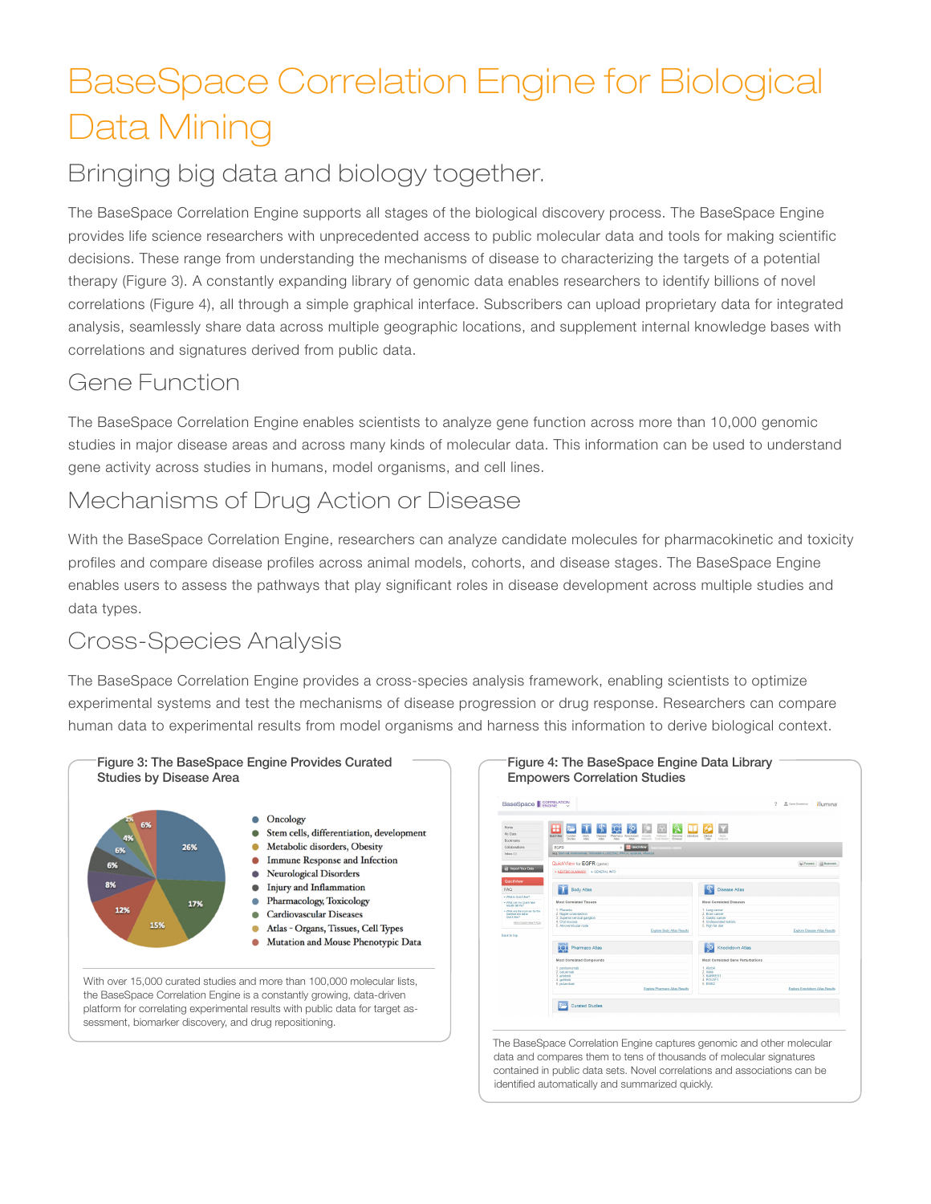# BaseSpace Correlation Engine for Biological Data Mining

## Bringing big data and biology together.

The BaseSpace Correlation Engine supports all stages of the biological discovery process. The BaseSpace Engine provides life science researchers with unprecedented access to public molecular data and tools for making scientific decisions. These range from understanding the mechanisms of disease to characterizing the targets of a potential therapy (Figure 3). A constantly expanding library of genomic data enables researchers to identify billions of novel correlations (Figure 4), all through a simple graphical interface. Subscribers can upload proprietary data for integrated analysis, seamlessly share data across multiple geographic locations, and supplement internal knowledge bases with correlations and signatures derived from public data.

## Gene Function

The BaseSpace Correlation Engine enables scientists to analyze gene function across more than 10,000 genomic studies in major disease areas and across many kinds of molecular data. This information can be used to understand gene activity across studies in humans, model organisms, and cell lines.

## Mechanisms of Drug Action or Disease

With the BaseSpace Correlation Engine, researchers can analyze candidate molecules for pharmacokinetic and toxicity profiles and compare disease profiles across animal models, cohorts, and disease stages. The BaseSpace Engine enables users to assess the pathways that play significant roles in disease development across multiple studies and data types.

## Cross-Species Analysis

The BaseSpace Correlation Engine provides a cross-species analysis framework, enabling scientists to optimize experimental systems and test the mechanisms of disease progression or drug response. Researchers can compare human data to experimental results from model organisms and harness this information to derive biological context.

**Figure 3: The BaseSpace Engine Provides Curated Studies by Disease Area**

| Disease Area | Percentage |
|---|---|
| Oncology | 26% |
| Stem cells, differentiation, development | 17% |
| Metabolic disorders, Obesity | 15% |
| Immune Response and Infection | 12% |
| Neurological Disorders | 8% |
| Injury and Inflammation | 6% |
| Pharmacology, Toxicology | 6% |
| Cardiovascular Diseases | 4% |
| Atlas - Organs, Tissues, Cell Types | 2% |
| Mutation and Mouse Phenotypic Data | 6% |

With over 15,000 curated studies and more than 100,000 molecular lists, the BaseSpace Correlation Engine is a constantly growing, data-driven platform for correlating experimental results with public data for target assessment, biomarker discovery, and drug repositioning.

**Figure 4: The BaseSpace Engine Data Library Empowers Correlation Studies**

The BaseSpace Correlation Engine captures genomic and other molecular data and compares them to tens of thousands of molecular signatures contained in public data sets. Novel correlations and associations can be identified automatically and summarized quickly.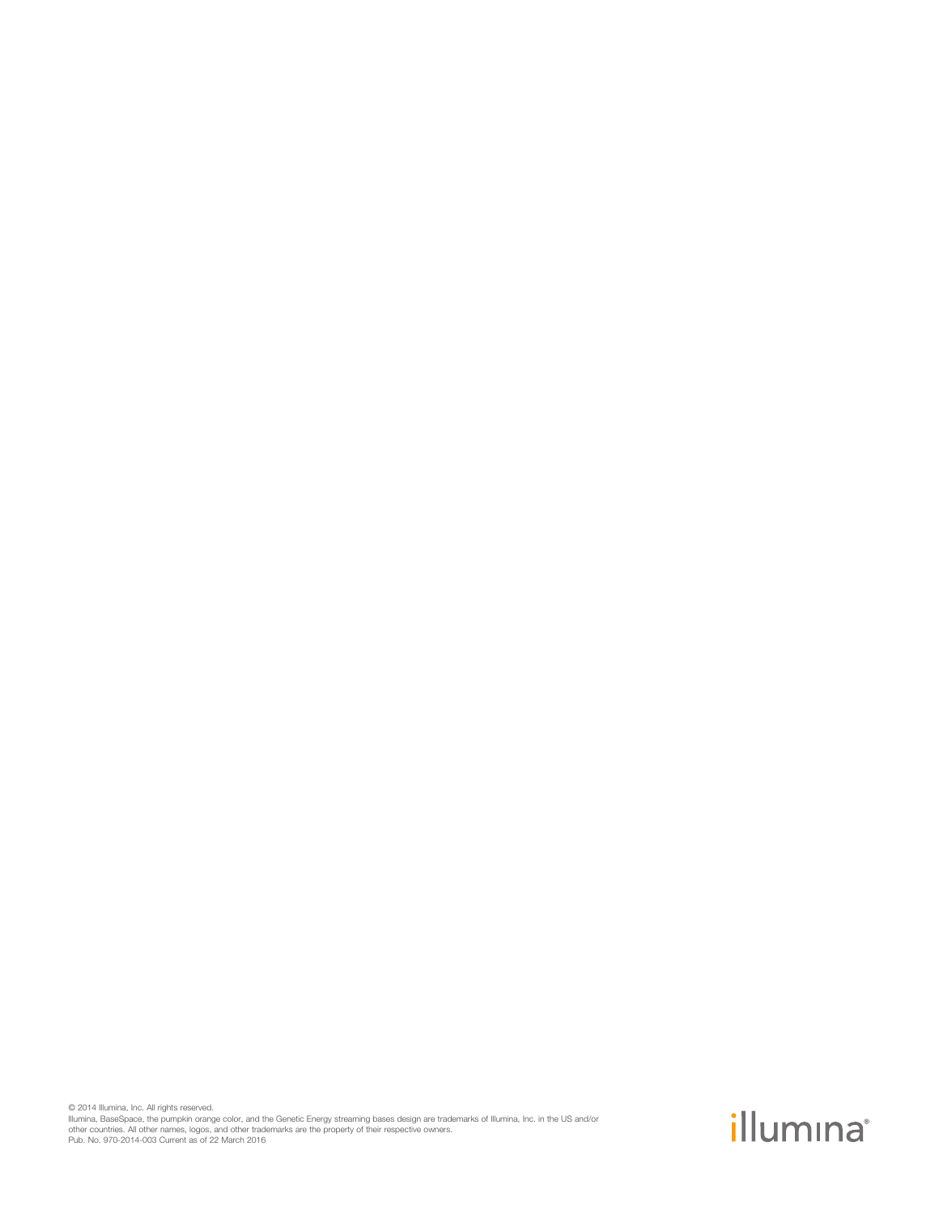© 2014 Illumina, Inc. All rights reserved.
Illumina, BaseSpace, the pumpkin orange color, and the Genetic Energy streaming bases design are trademarks of Illumina, Inc. in the US and/or other countries. All other names, logos, and other trademarks are the property of their respective owners.
Pub. No. 970-2014-003 Current as of 22 March 2016

illumina®